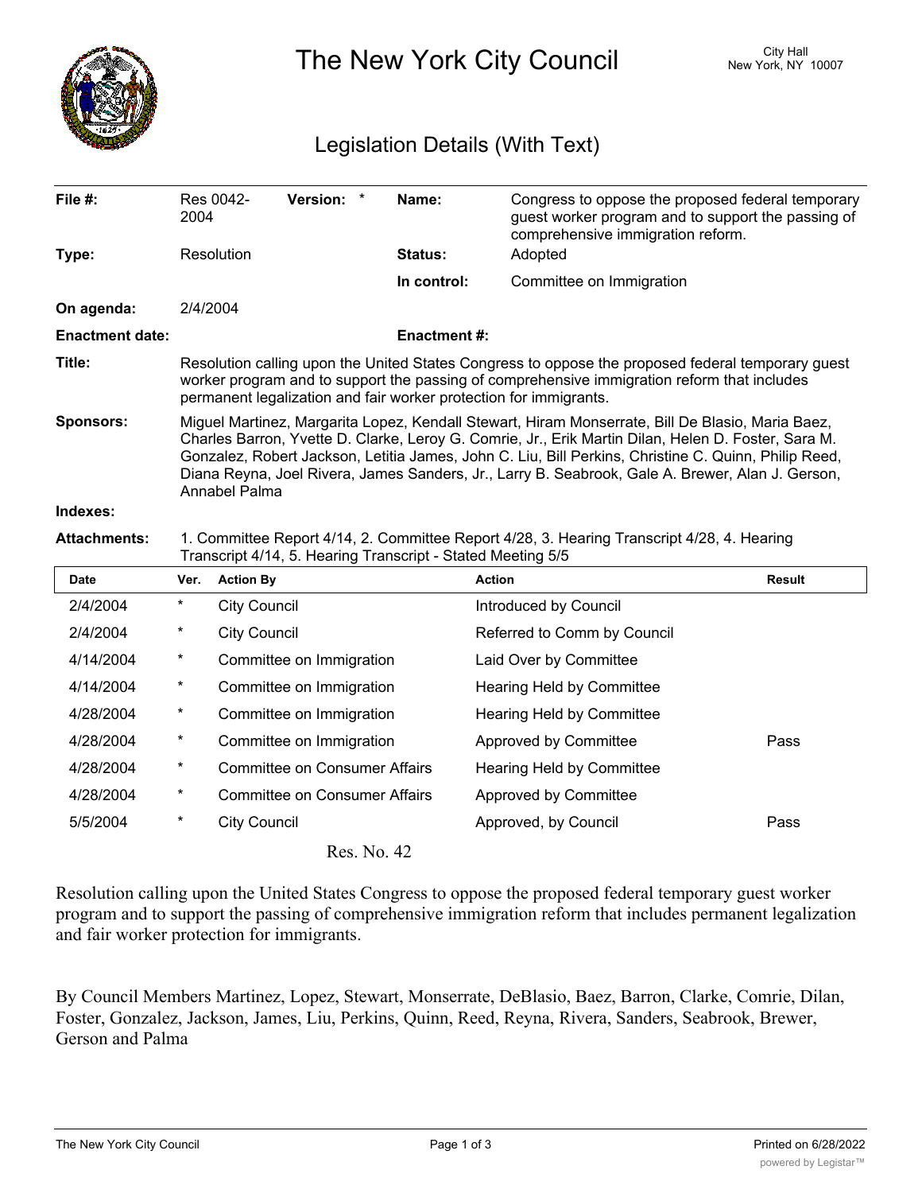# The New York City Council

City Hall
New York, NY 10007

## Legislation Details (With Text)

| | | | | | |
|---|---|---|---|---|---|
| **File #:** | Res 0042-2004 | **Version:** | * | **Name:** | Congress to oppose the proposed federal temporary guest worker program and to support the passing of comprehensive immigration reform. |
| **Type:** | Resolution | | | **Status:** | Adopted |
| | | | | **In control:** | Committee on Immigration |
| **On agenda:** | 2/4/2004 | | | | |
| **Enactment date:** | | | | **Enactment #:** | |

**Title:** Resolution calling upon the United States Congress to oppose the proposed federal temporary guest worker program and to support the passing of comprehensive immigration reform that includes permanent legalization and fair worker protection for immigrants.

**Sponsors:** Miguel Martinez, Margarita Lopez, Kendall Stewart, Hiram Monserrate, Bill De Blasio, Maria Baez, Charles Barron, Yvette D. Clarke, Leroy G. Comrie, Jr., Erik Martin Dilan, Helen D. Foster, Sara M. Gonzalez, Robert Jackson, Letitia James, John C. Liu, Bill Perkins, Christine C. Quinn, Philip Reed, Diana Reyna, Joel Rivera, James Sanders, Jr., Larry B. Seabrook, Gale A. Brewer, Alan J. Gerson, Annabel Palma

**Indexes:**

**Attachments:** 1. Committee Report 4/14, 2. Committee Report 4/28, 3. Hearing Transcript 4/28, 4. Hearing Transcript 4/14, 5. Hearing Transcript - Stated Meeting 5/5

| Date | Ver. | Action By | Action | Result |
|---|---|---|---|---|
| 2/4/2004 | * | City Council | Introduced by Council | |
| 2/4/2004 | * | City Council | Referred to Comm by Council | |
| 4/14/2004 | * | Committee on Immigration | Laid Over by Committee | |
| 4/14/2004 | * | Committee on Immigration | Hearing Held by Committee | |
| 4/28/2004 | * | Committee on Immigration | Hearing Held by Committee | |
| 4/28/2004 | * | Committee on Immigration | Approved by Committee | Pass |
| 4/28/2004 | * | Committee on Consumer Affairs | Hearing Held by Committee | |
| 4/28/2004 | * | Committee on Consumer Affairs | Approved by Committee | |
| 5/5/2004 | * | City Council | Approved, by Council | Pass |

Res. No. 42

Resolution calling upon the United States Congress to oppose the proposed federal temporary guest worker program and to support the passing of comprehensive immigration reform that includes permanent legalization and fair worker protection for immigrants.

By Council Members Martinez, Lopez, Stewart, Monserrate, DeBlasio, Baez, Barron, Clarke, Comrie, Dilan, Foster, Gonzalez, Jackson, James, Liu, Perkins, Quinn, Reed, Reyna, Rivera, Sanders, Seabrook, Brewer, Gerson and Palma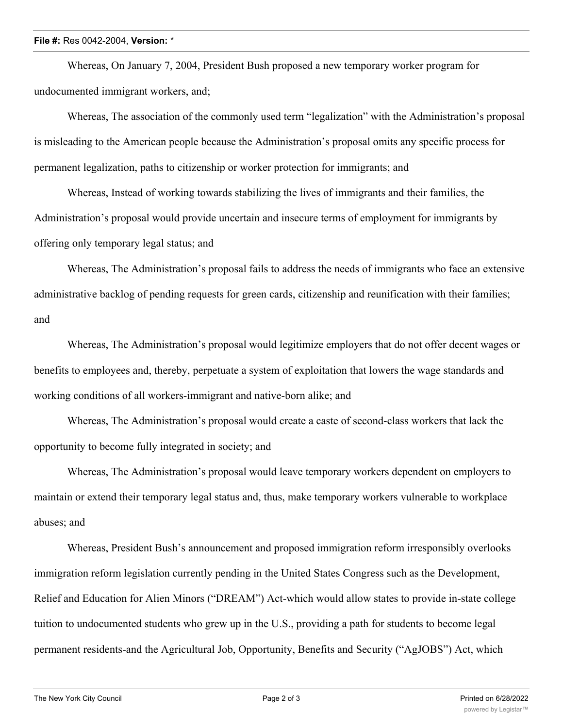Whereas, On January 7, 2004, President Bush proposed a new temporary worker program for undocumented immigrant workers, and;

Whereas, The association of the commonly used term "legalization" with the Administration's proposal is misleading to the American people because the Administration's proposal omits any specific process for permanent legalization, paths to citizenship or worker protection for immigrants; and

Whereas, Instead of working towards stabilizing the lives of immigrants and their families, the Administration's proposal would provide uncertain and insecure terms of employment for immigrants by offering only temporary legal status; and

Whereas, The Administration's proposal fails to address the needs of immigrants who face an extensive administrative backlog of pending requests for green cards, citizenship and reunification with their families; and

Whereas, The Administration's proposal would legitimize employers that do not offer decent wages or benefits to employees and, thereby, perpetuate a system of exploitation that lowers the wage standards and working conditions of all workers-immigrant and native-born alike; and

Whereas, The Administration's proposal would create a caste of second-class workers that lack the opportunity to become fully integrated in society; and

Whereas, The Administration's proposal would leave temporary workers dependent on employers to maintain or extend their temporary legal status and, thus, make temporary workers vulnerable to workplace abuses; and

Whereas, President Bush's announcement and proposed immigration reform irresponsibly overlooks immigration reform legislation currently pending in the United States Congress such as the Development, Relief and Education for Alien Minors ("DREAM") Act-which would allow states to provide in-state college tuition to undocumented students who grew up in the U.S., providing a path for students to become legal permanent residents-and the Agricultural Job, Opportunity, Benefits and Security ("AgJOBS") Act, which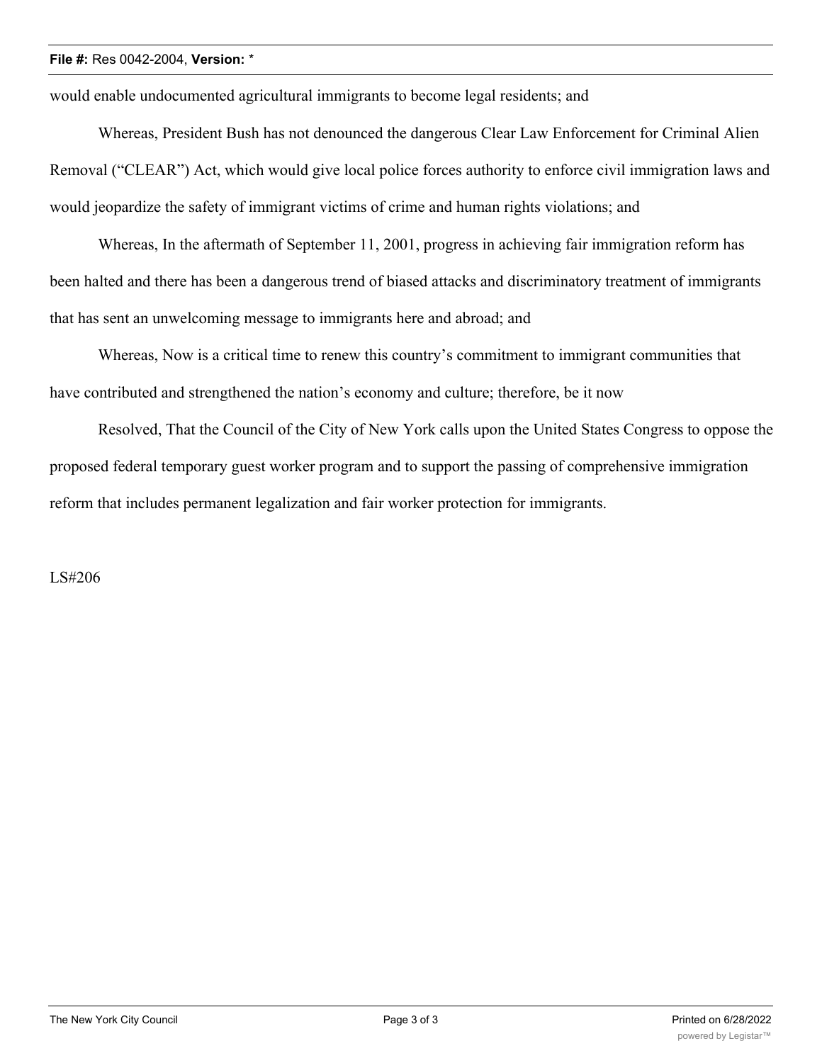would enable undocumented agricultural immigrants to become legal residents; and

Whereas, President Bush has not denounced the dangerous Clear Law Enforcement for Criminal Alien Removal ("CLEAR") Act, which would give local police forces authority to enforce civil immigration laws and would jeopardize the safety of immigrant victims of crime and human rights violations; and

Whereas, In the aftermath of September 11, 2001, progress in achieving fair immigration reform has been halted and there has been a dangerous trend of biased attacks and discriminatory treatment of immigrants that has sent an unwelcoming message to immigrants here and abroad; and

Whereas, Now is a critical time to renew this country's commitment to immigrant communities that have contributed and strengthened the nation's economy and culture; therefore, be it now

Resolved, That the Council of the City of New York calls upon the United States Congress to oppose the proposed federal temporary guest worker program and to support the passing of comprehensive immigration reform that includes permanent legalization and fair worker protection for immigrants.

LS#206